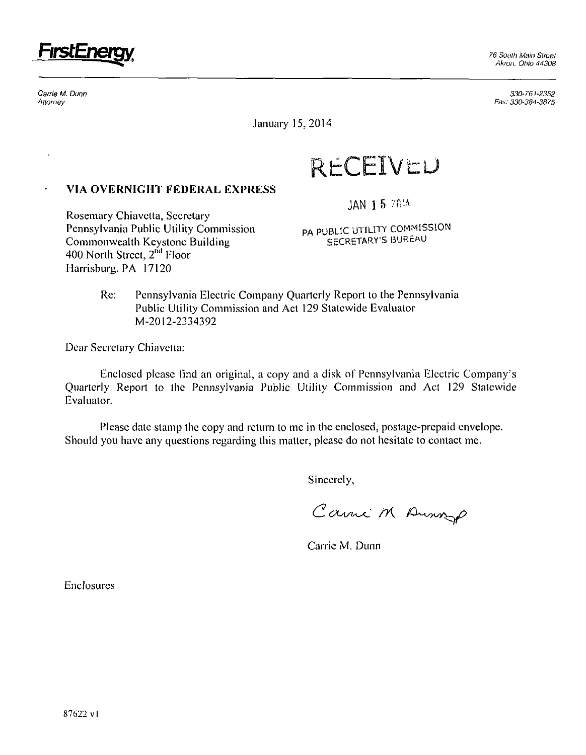**FirstEnergy**

76 South Main Street
Akron, Ohio 44308

Carrie M. Dunn
Attorney

330-761-2352
Fax: 330-384-3875

January 15, 2014

RECEIVED

JAN 15 2014

PA PUBLIC UTILITY COMMISSION
SECRETARY'S BUREAU

**VIA OVERNIGHT FEDERAL EXPRESS**

Rosemary Chiavetta, Secretary
Pennsylvania Public Utility Commission
Commonwealth Keystone Building
400 North Street, 2nd Floor
Harrisburg, PA 17120

Re: Pennsylvania Electric Company Quarterly Report to the Pennsylvania Public Utility Commission and Act 129 Statewide Evaluator
M-2012-2334392

Dear Secretary Chiavetta:

Enclosed please find an original, a copy and a disk of Pennsylvania Electric Company's Quarterly Report to the Pennsylvania Public Utility Commission and Act 129 Statewide Evaluator.

Please date stamp the copy and return to me in the enclosed, postage-prepaid envelope. Should you have any questions regarding this matter, please do not hesitate to contact me.

Sincerely,

Carrie M. Dunn

Carrie M. Dunn

Enclosures

87622 v1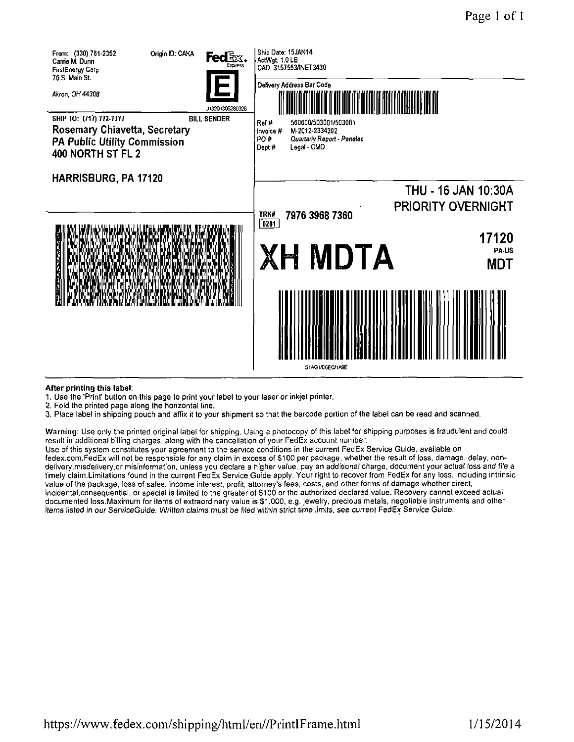From: (330) 761-2352
Carrie M. Dunn
FirstEnergy Corp
76 S. Main St.

Akron, OH 44308

Origin ID: CAKA

FedEx Express

E

J13201306280326

Ship Date: 15JAN14
ActWgt: 1.0 LB
CAD: 3157553/INET3430

Delivery Address Bar Code

SHIP TO: (717) 772-7777 BILL SENDER

**Rosemary Chiavetta, Secretary**
**PA Public Utility Commission**
**400 NORTH ST FL 2**

**HARRISBURG, PA 17120**

Ref # 560600/503001/503001
Invoice # M-2012-2334392
PO # *Quarterly Report - Penelec*
Dept # Legal - CMD

**THU - 16 JAN 10:30A**
**PRIORITY OVERNIGHT**

TRK# 7976 3968 7360
0201

**XH MDTA**

**17120**
**PA-US**
**MDT**

51AG1/D6EC/1A9E

**After printing this label:**

1. Use the 'Print' button on this page to print your label to your laser or inkjet printer.
2. Fold the printed page along the horizontal line.
3. Place label in shipping pouch and affix it to your shipment so that the barcode portion of the label can be read and scanned.

Warning: Use only the printed original label for shipping. Using a photocopy of this label for shipping purposes is fraudulent and could result in additional billing charges, along with the cancellation of your FedEx account number.
Use of this system constitutes your agreement to the service conditions in the current FedEx Service Guide, available on fedex.com.FedEx will not be responsible for any claim in excess of $100 per package, whether the result of loss, damage, delay, non-delivery,misdelivery,or misinformation, unless you declare a higher value, pay an additional charge, document your actual loss and file a timely claim.Limitations found in the current FedEx Service Guide apply. Your right to recover from FedEx for any loss, including intrinsic value of the package, loss of sales, income interest, profit, attorney's fees, costs, and other forms of damage whether direct, incidental,consequential, or special is limited to the greater of $100 or the authorized declared value. Recovery cannot exceed actual documented loss.Maximum for items of extraordinary value is $1,000, e.g. jewelry, precious metals, negotiable instruments and other items listed in our ServiceGuide. Written claims must be filed within strict time limits, see current FedEx Service Guide.

https://www.fedex.com/shipping/html/en//PrintIFrame.html 1/15/2014